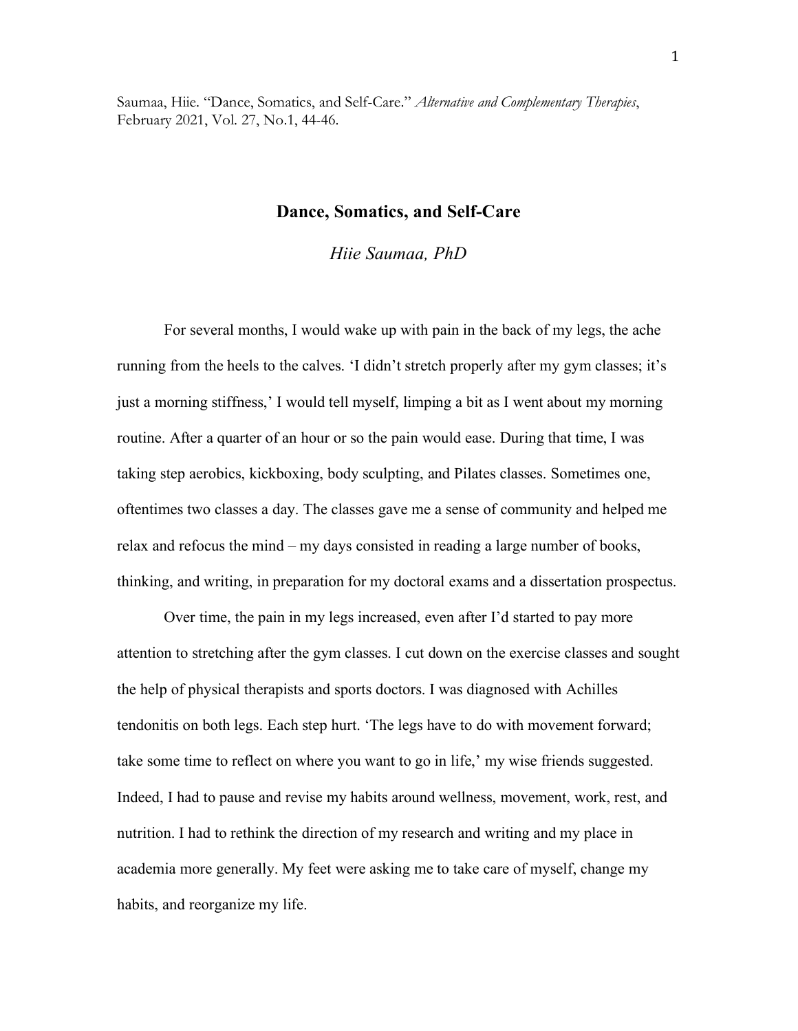Saumaa, Hiie. "Dance, Somatics, and Self-Care." *Alternative and Complementary Therapies*, February 2021, Vol. 27, No.1, 44-46.

# Dance, Somatics, and Self-Care

*Hiie Saumaa, PhD*

For several months, I would wake up with pain in the back of my legs, the ache running from the heels to the calves. 'I didn't stretch properly after my gym classes; it's just a morning stiffness,' I would tell myself, limping a bit as I went about my morning routine. After a quarter of an hour or so the pain would ease. During that time, I was taking step aerobics, kickboxing, body sculpting, and Pilates classes. Sometimes one, oftentimes two classes a day. The classes gave me a sense of community and helped me relax and refocus the mind – my days consisted in reading a large number of books, thinking, and writing, in preparation for my doctoral exams and a dissertation prospectus.

Over time, the pain in my legs increased, even after I'd started to pay more attention to stretching after the gym classes. I cut down on the exercise classes and sought the help of physical therapists and sports doctors. I was diagnosed with Achilles tendonitis on both legs. Each step hurt. 'The legs have to do with movement forward; take some time to reflect on where you want to go in life,' my wise friends suggested. Indeed, I had to pause and revise my habits around wellness, movement, work, rest, and nutrition. I had to rethink the direction of my research and writing and my place in academia more generally. My feet were asking me to take care of myself, change my habits, and reorganize my life.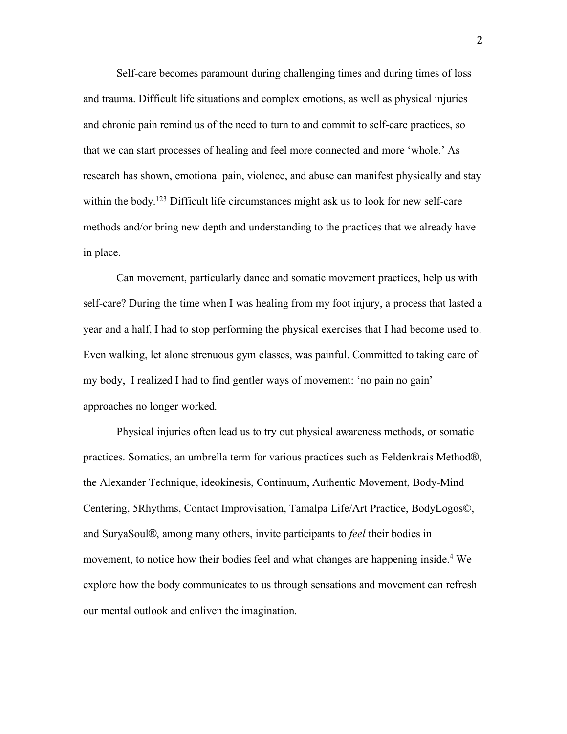Self-care becomes paramount during challenging times and during times of loss and trauma. Difficult life situations and complex emotions, as well as physical injuries and chronic pain remind us of the need to turn to and commit to self-care practices, so that we can start processes of healing and feel more connected and more 'whole.' As research has shown, emotional pain, violence, and abuse can manifest physically and stay within the body.[123] Difficult life circumstances might ask us to look for new self-care methods and/or bring new depth and understanding to the practices that we already have in place.

Can movement, particularly dance and somatic movement practices, help us with self-care? During the time when I was healing from my foot injury, a process that lasted a year and a half, I had to stop performing the physical exercises that I had become used to. Even walking, let alone strenuous gym classes, was painful. Committed to taking care of my body, I realized I had to find gentler ways of movement: 'no pain no gain' approaches no longer worked.

Physical injuries often lead us to try out physical awareness methods, or somatic practices. Somatics, an umbrella term for various practices such as Feldenkrais Method®, the Alexander Technique, ideokinesis, Continuum, Authentic Movement, Body-Mind Centering, 5Rhythms, Contact Improvisation, Tamalpa Life/Art Practice, BodyLogos©, and SuryaSoul®, among many others, invite participants to *feel* their bodies in movement, to notice how their bodies feel and what changes are happening inside.[4] We explore how the body communicates to us through sensations and movement can refresh our mental outlook and enliven the imagination.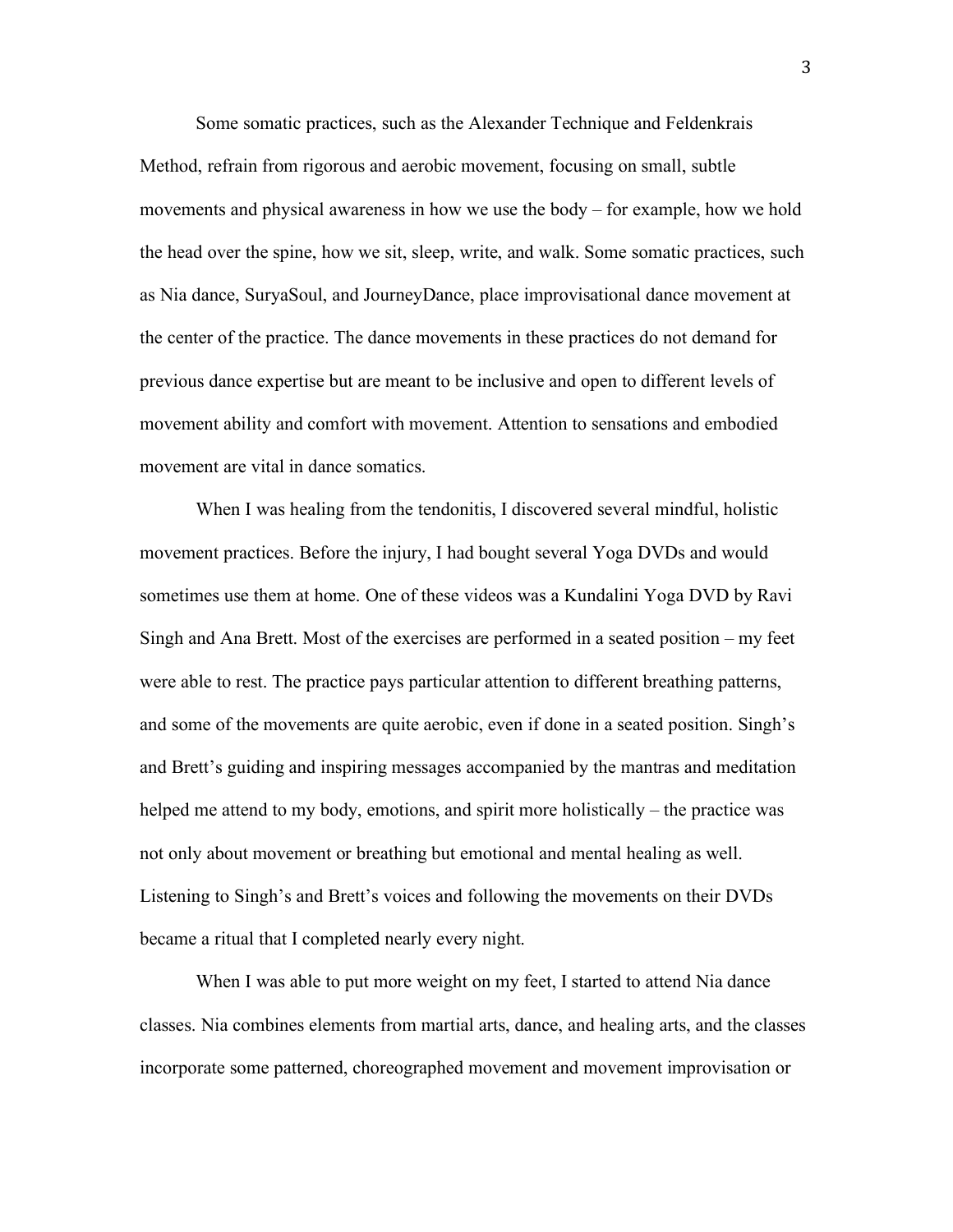Some somatic practices, such as the Alexander Technique and Feldenkrais Method, refrain from rigorous and aerobic movement, focusing on small, subtle movements and physical awareness in how we use the body – for example, how we hold the head over the spine, how we sit, sleep, write, and walk. Some somatic practices, such as Nia dance, SuryaSoul, and JourneyDance, place improvisational dance movement at the center of the practice. The dance movements in these practices do not demand for previous dance expertise but are meant to be inclusive and open to different levels of movement ability and comfort with movement. Attention to sensations and embodied movement are vital in dance somatics.

When I was healing from the tendonitis, I discovered several mindful, holistic movement practices. Before the injury, I had bought several Yoga DVDs and would sometimes use them at home. One of these videos was a Kundalini Yoga DVD by Ravi Singh and Ana Brett. Most of the exercises are performed in a seated position – my feet were able to rest. The practice pays particular attention to different breathing patterns, and some of the movements are quite aerobic, even if done in a seated position. Singh's and Brett's guiding and inspiring messages accompanied by the mantras and meditation helped me attend to my body, emotions, and spirit more holistically – the practice was not only about movement or breathing but emotional and mental healing as well. Listening to Singh's and Brett's voices and following the movements on their DVDs became a ritual that I completed nearly every night.

When I was able to put more weight on my feet, I started to attend Nia dance classes. Nia combines elements from martial arts, dance, and healing arts, and the classes incorporate some patterned, choreographed movement and movement improvisation or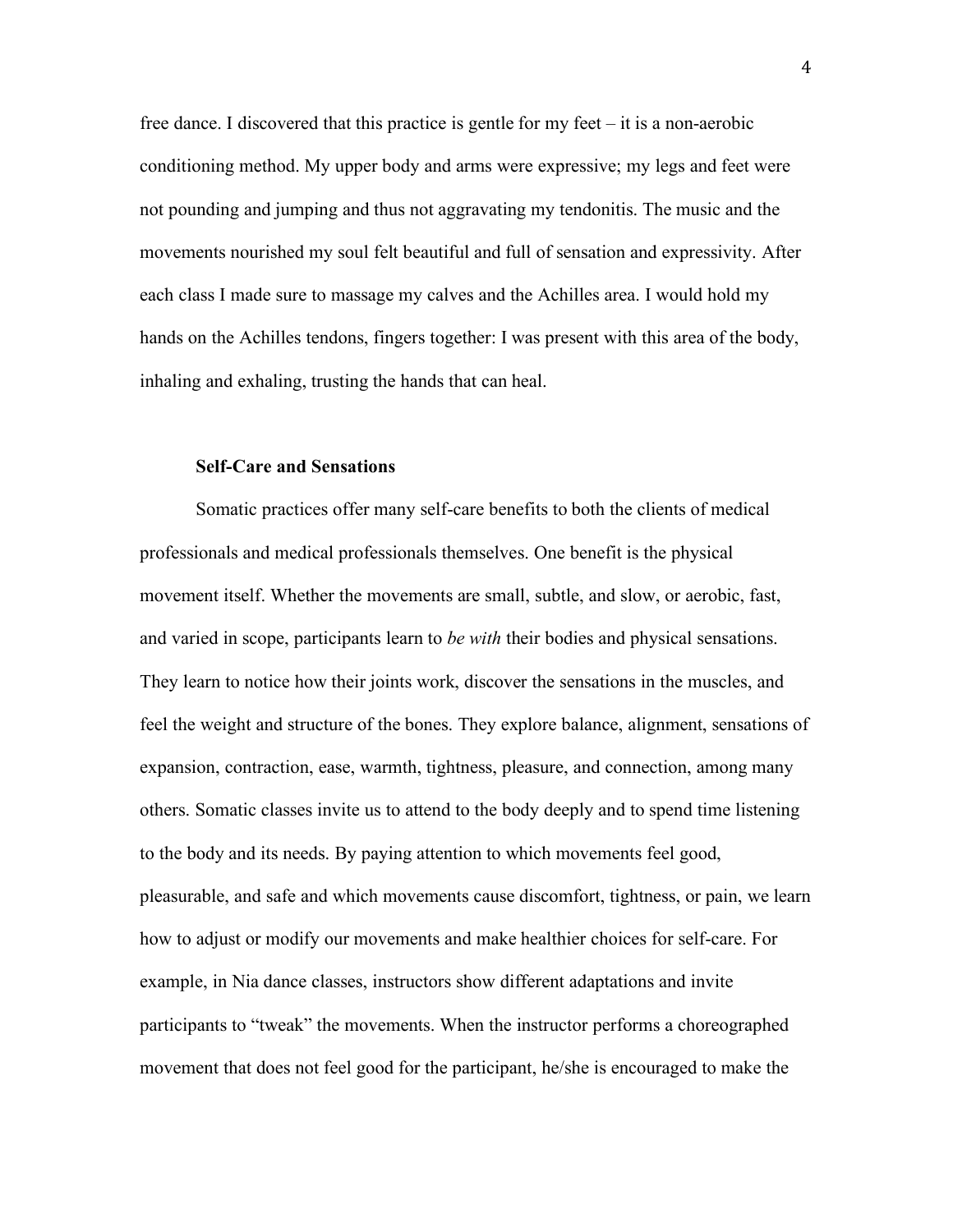free dance. I discovered that this practice is gentle for my feet – it is a non-aerobic conditioning method. My upper body and arms were expressive; my legs and feet were not pounding and jumping and thus not aggravating my tendonitis. The music and the movements nourished my soul felt beautiful and full of sensation and expressivity. After each class I made sure to massage my calves and the Achilles area. I would hold my hands on the Achilles tendons, fingers together: I was present with this area of the body, inhaling and exhaling, trusting the hands that can heal.

### Self-Care and Sensations

Somatic practices offer many self-care benefits to both the clients of medical professionals and medical professionals themselves. One benefit is the physical movement itself. Whether the movements are small, subtle, and slow, or aerobic, fast, and varied in scope, participants learn to *be with* their bodies and physical sensations. They learn to notice how their joints work, discover the sensations in the muscles, and feel the weight and structure of the bones. They explore balance, alignment, sensations of expansion, contraction, ease, warmth, tightness, pleasure, and connection, among many others. Somatic classes invite us to attend to the body deeply and to spend time listening to the body and its needs. By paying attention to which movements feel good, pleasurable, and safe and which movements cause discomfort, tightness, or pain, we learn how to adjust or modify our movements and make healthier choices for self-care. For example, in Nia dance classes, instructors show different adaptations and invite participants to "tweak" the movements. When the instructor performs a choreographed movement that does not feel good for the participant, he/she is encouraged to make the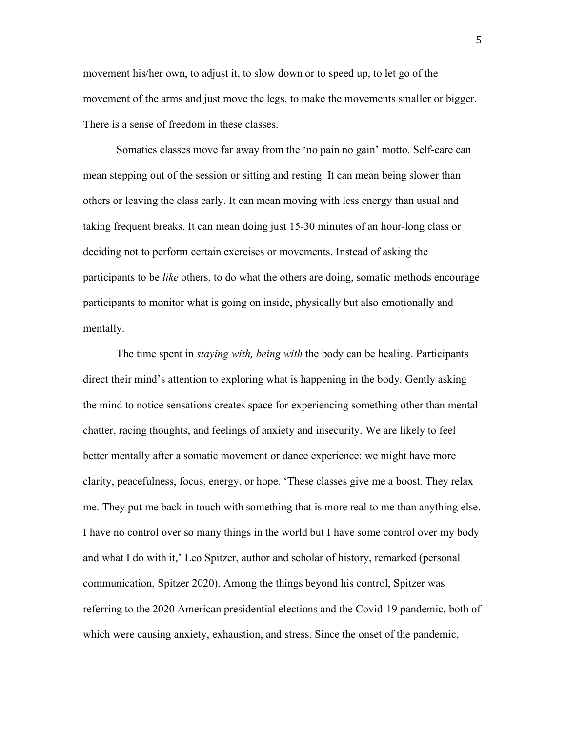movement his/her own, to adjust it, to slow down or to speed up, to let go of the movement of the arms and just move the legs, to make the movements smaller or bigger. There is a sense of freedom in these classes.

Somatics classes move far away from the 'no pain no gain' motto. Self-care can mean stepping out of the session or sitting and resting. It can mean being slower than others or leaving the class early. It can mean moving with less energy than usual and taking frequent breaks. It can mean doing just 15-30 minutes of an hour-long class or deciding not to perform certain exercises or movements. Instead of asking the participants to be *like* others, to do what the others are doing, somatic methods encourage participants to monitor what is going on inside, physically but also emotionally and mentally.

The time spent in *staying with, being with* the body can be healing. Participants direct their mind's attention to exploring what is happening in the body. Gently asking the mind to notice sensations creates space for experiencing something other than mental chatter, racing thoughts, and feelings of anxiety and insecurity. We are likely to feel better mentally after a somatic movement or dance experience: we might have more clarity, peacefulness, focus, energy, or hope. 'These classes give me a boost. They relax me. They put me back in touch with something that is more real to me than anything else. I have no control over so many things in the world but I have some control over my body and what I do with it,' Leo Spitzer, author and scholar of history, remarked (personal communication, Spitzer 2020). Among the things beyond his control, Spitzer was referring to the 2020 American presidential elections and the Covid-19 pandemic, both of which were causing anxiety, exhaustion, and stress. Since the onset of the pandemic,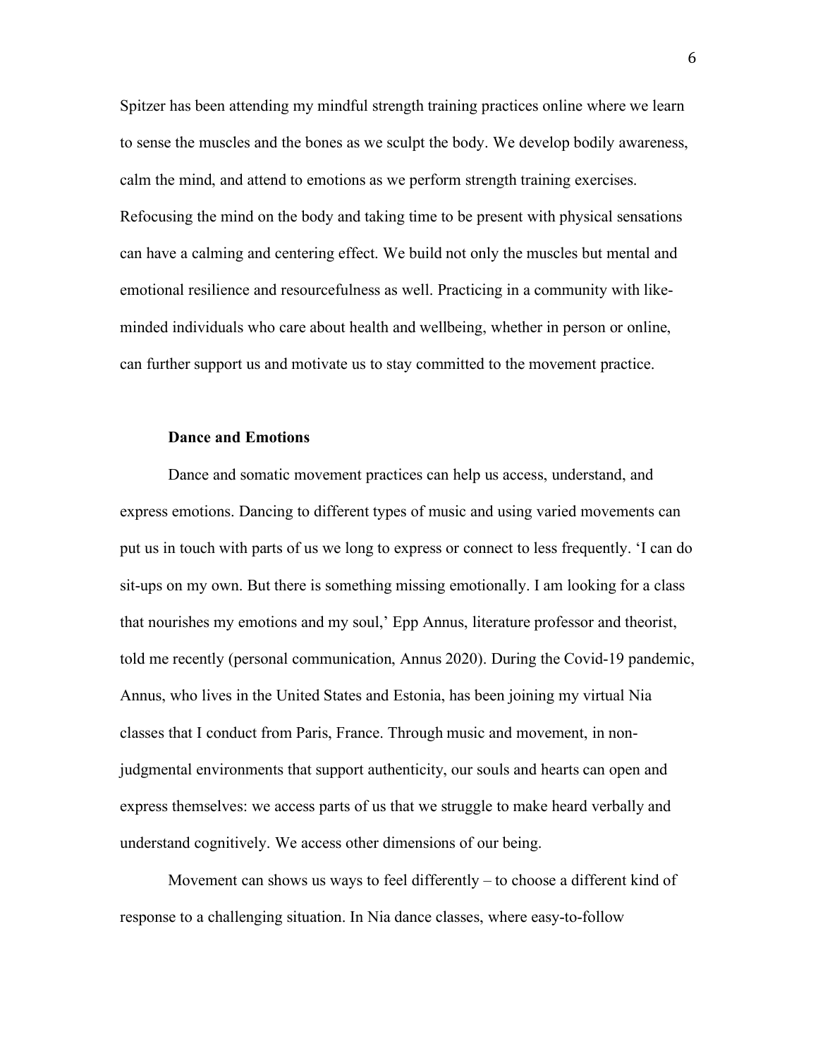Spitzer has been attending my mindful strength training practices online where we learn to sense the muscles and the bones as we sculpt the body. We develop bodily awareness, calm the mind, and attend to emotions as we perform strength training exercises. Refocusing the mind on the body and taking time to be present with physical sensations can have a calming and centering effect. We build not only the muscles but mental and emotional resilience and resourcefulness as well. Practicing in a community with like-minded individuals who care about health and wellbeing, whether in person or online, can further support us and motivate us to stay committed to the movement practice.

### Dance and Emotions

Dance and somatic movement practices can help us access, understand, and express emotions. Dancing to different types of music and using varied movements can put us in touch with parts of us we long to express or connect to less frequently. 'I can do sit-ups on my own. But there is something missing emotionally. I am looking for a class that nourishes my emotions and my soul,' Epp Annus, literature professor and theorist, told me recently (personal communication, Annus 2020). During the Covid-19 pandemic, Annus, who lives in the United States and Estonia, has been joining my virtual Nia classes that I conduct from Paris, France. Through music and movement, in non-judgmental environments that support authenticity, our souls and hearts can open and express themselves: we access parts of us that we struggle to make heard verbally and understand cognitively. We access other dimensions of our being.

Movement can shows us ways to feel differently – to choose a different kind of response to a challenging situation. In Nia dance classes, where easy-to-follow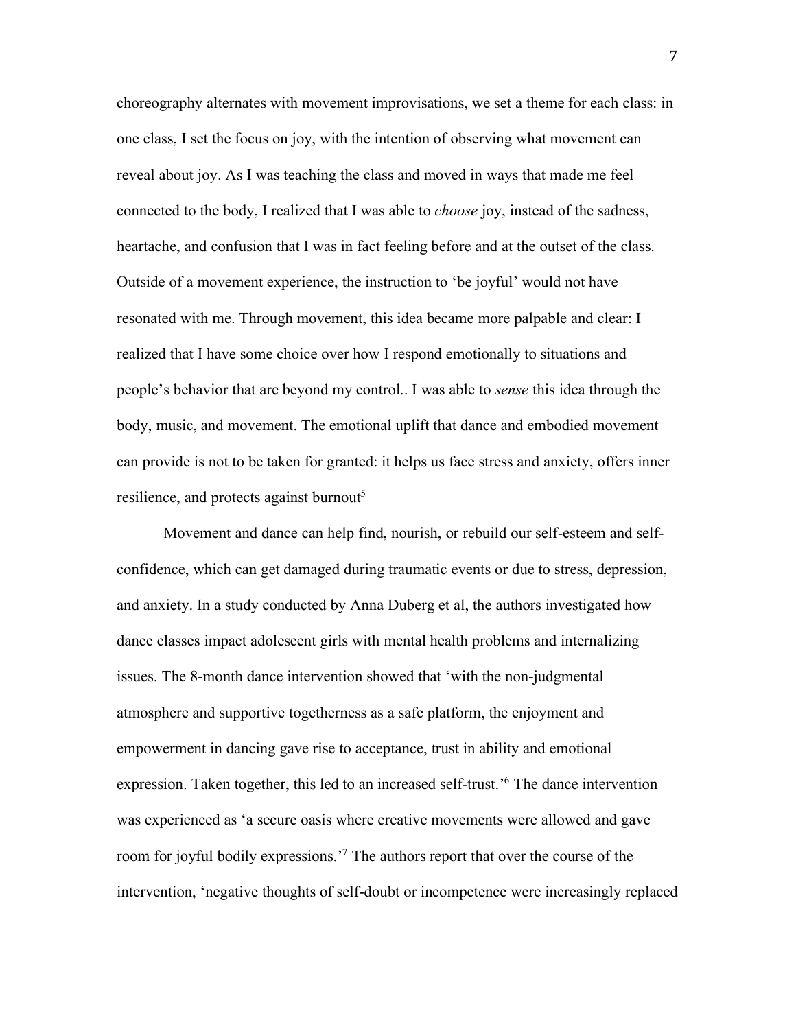choreography alternates with movement improvisations, we set a theme for each class: in one class, I set the focus on joy, with the intention of observing what movement can reveal about joy. As I was teaching the class and moved in ways that made me feel connected to the body, I realized that I was able to *choose* joy, instead of the sadness, heartache, and confusion that I was in fact feeling before and at the outset of the class. Outside of a movement experience, the instruction to 'be joyful' would not have resonated with me. Through movement, this idea became more palpable and clear: I realized that I have some choice over how I respond emotionally to situations and people's behavior that are beyond my control.. I was able to *sense* this idea through the body, music, and movement. The emotional uplift that dance and embodied movement can provide is not to be taken for granted: it helps us face stress and anxiety, offers inner resilience, and protects against burnout[5]

Movement and dance can help find, nourish, or rebuild our self-esteem and self-confidence, which can get damaged during traumatic events or due to stress, depression, and anxiety. In a study conducted by Anna Duberg et al, the authors investigated how dance classes impact adolescent girls with mental health problems and internalizing issues. The 8-month dance intervention showed that 'with the non-judgmental atmosphere and supportive togetherness as a safe platform, the enjoyment and empowerment in dancing gave rise to acceptance, trust in ability and emotional expression. Taken together, this led to an increased self-trust.'[6] The dance intervention was experienced as 'a secure oasis where creative movements were allowed and gave room for joyful bodily expressions.'[7] The authors report that over the course of the intervention, 'negative thoughts of self-doubt or incompetence were increasingly replaced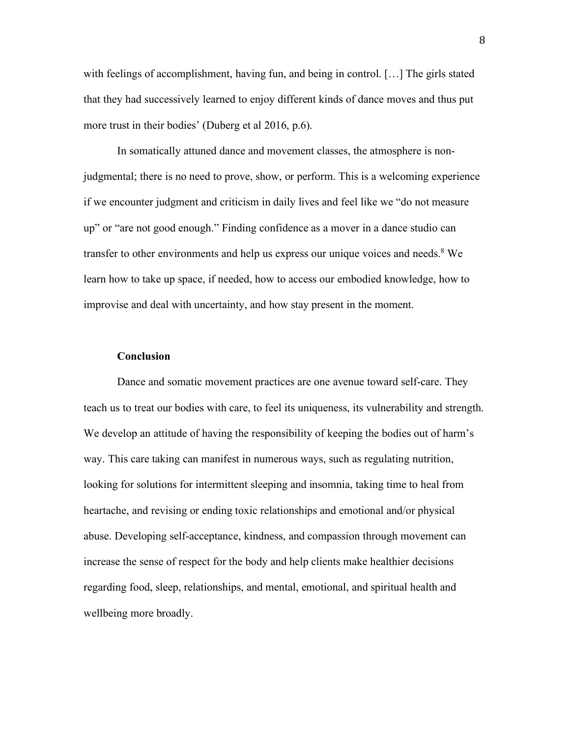with feelings of accomplishment, having fun, and being in control. […] The girls stated that they had successively learned to enjoy different kinds of dance moves and thus put more trust in their bodies' (Duberg et al 2016, p.6).

In somatically attuned dance and movement classes, the atmosphere is non-judgmental; there is no need to prove, show, or perform. This is a welcoming experience if we encounter judgment and criticism in daily lives and feel like we "do not measure up" or "are not good enough." Finding confidence as a mover in a dance studio can transfer to other environments and help us express our unique voices and needs.[8] We learn how to take up space, if needed, how to access our embodied knowledge, how to improvise and deal with uncertainty, and how stay present in the moment.

## Conclusion

Dance and somatic movement practices are one avenue toward self-care. They teach us to treat our bodies with care, to feel its uniqueness, its vulnerability and strength. We develop an attitude of having the responsibility of keeping the bodies out of harm's way. This care taking can manifest in numerous ways, such as regulating nutrition, looking for solutions for intermittent sleeping and insomnia, taking time to heal from heartache, and revising or ending toxic relationships and emotional and/or physical abuse. Developing self-acceptance, kindness, and compassion through movement can increase the sense of respect for the body and help clients make healthier decisions regarding food, sleep, relationships, and mental, emotional, and spiritual health and wellbeing more broadly.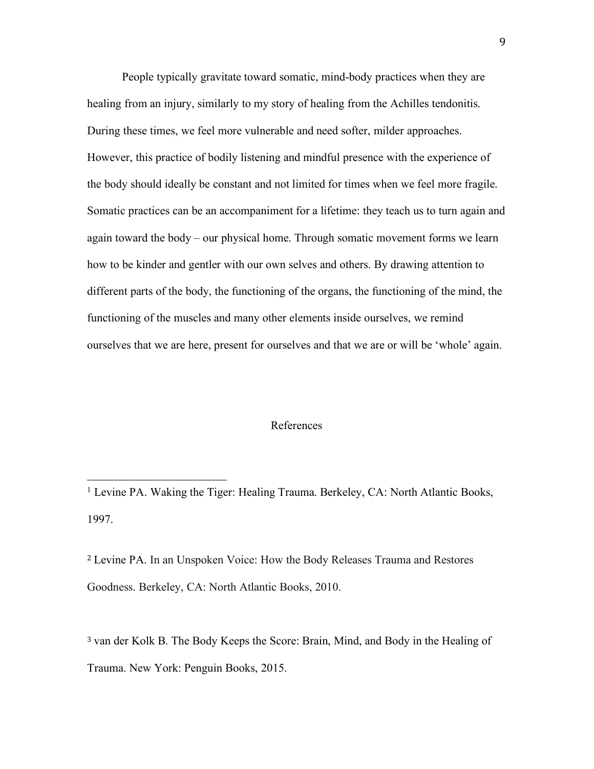People typically gravitate toward somatic, mind-body practices when they are healing from an injury, similarly to my story of healing from the Achilles tendonitis. During these times, we feel more vulnerable and need softer, milder approaches. However, this practice of bodily listening and mindful presence with the experience of the body should ideally be constant and not limited for times when we feel more fragile. Somatic practices can be an accompaniment for a lifetime: they teach us to turn again and again toward the body – our physical home. Through somatic movement forms we learn how to be kinder and gentler with our own selves and others. By drawing attention to different parts of the body, the functioning of the organs, the functioning of the mind, the functioning of the muscles and many other elements inside ourselves, we remind ourselves that we are here, present for ourselves and that we are or will be 'whole' again.

## References

[1] Levine PA. Waking the Tiger: Healing Trauma. Berkeley, CA: North Atlantic Books, 1997.

[2] Levine PA. In an Unspoken Voice: How the Body Releases Trauma and Restores Goodness. Berkeley, CA: North Atlantic Books, 2010.

[3] van der Kolk B. The Body Keeps the Score: Brain, Mind, and Body in the Healing of Trauma. New York: Penguin Books, 2015.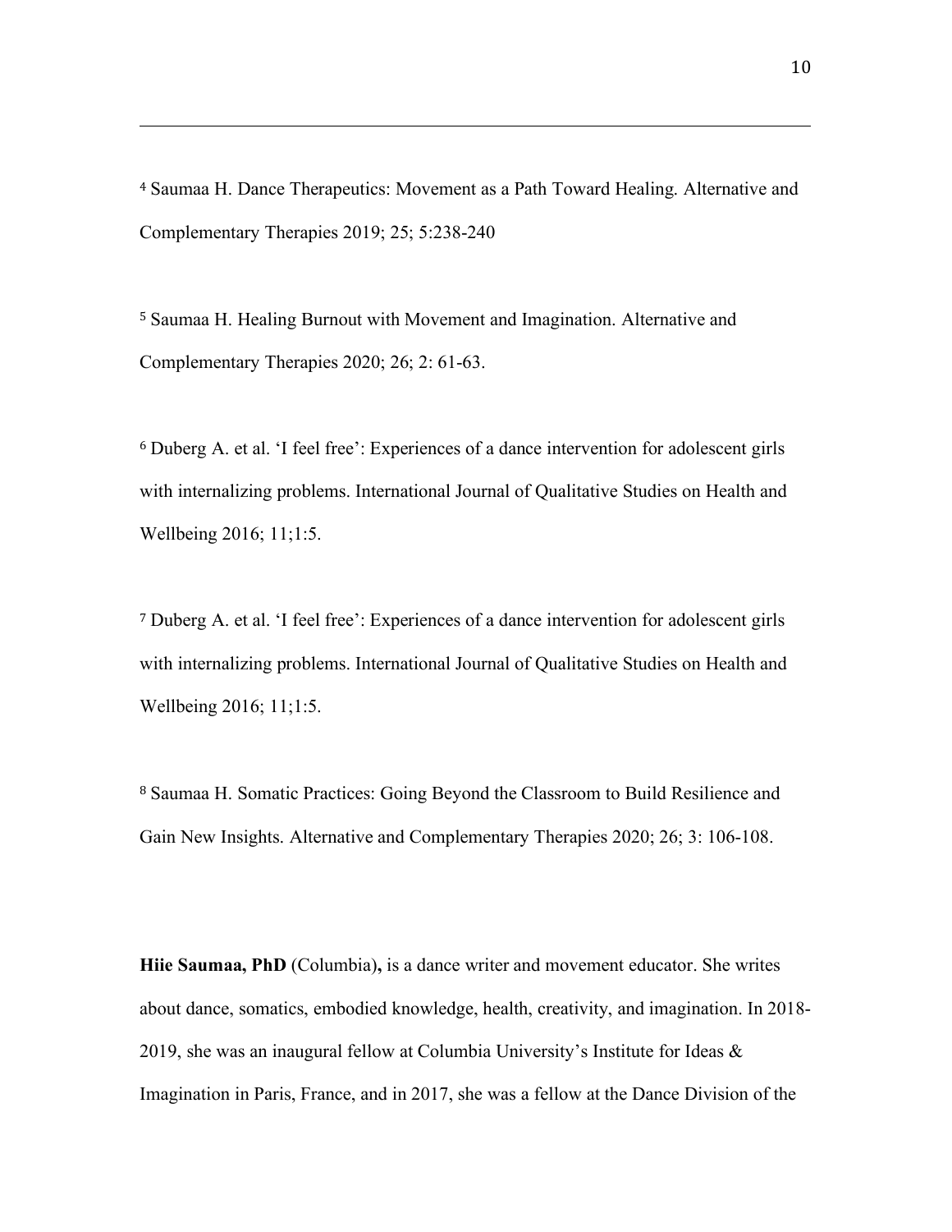[4] Saumaa H. Dance Therapeutics: Movement as a Path Toward Healing. Alternative and Complementary Therapies 2019; 25; 5:238-240

[5] Saumaa H. Healing Burnout with Movement and Imagination. Alternative and Complementary Therapies 2020; 26; 2: 61-63.

[6] Duberg A. et al. 'I feel free': Experiences of a dance intervention for adolescent girls with internalizing problems. International Journal of Qualitative Studies on Health and Wellbeing 2016; 11;1:5.

[7] Duberg A. et al. 'I feel free': Experiences of a dance intervention for adolescent girls with internalizing problems. International Journal of Qualitative Studies on Health and Wellbeing 2016; 11;1:5.

[8] Saumaa H. Somatic Practices: Going Beyond the Classroom to Build Resilience and Gain New Insights. Alternative and Complementary Therapies 2020; 26; 3: 106-108.

**Hiie Saumaa, PhD** (Columbia)**,** is a dance writer and movement educator. She writes about dance, somatics, embodied knowledge, health, creativity, and imagination. In 2018-2019, she was an inaugural fellow at Columbia University's Institute for Ideas & Imagination in Paris, France, and in 2017, she was a fellow at the Dance Division of the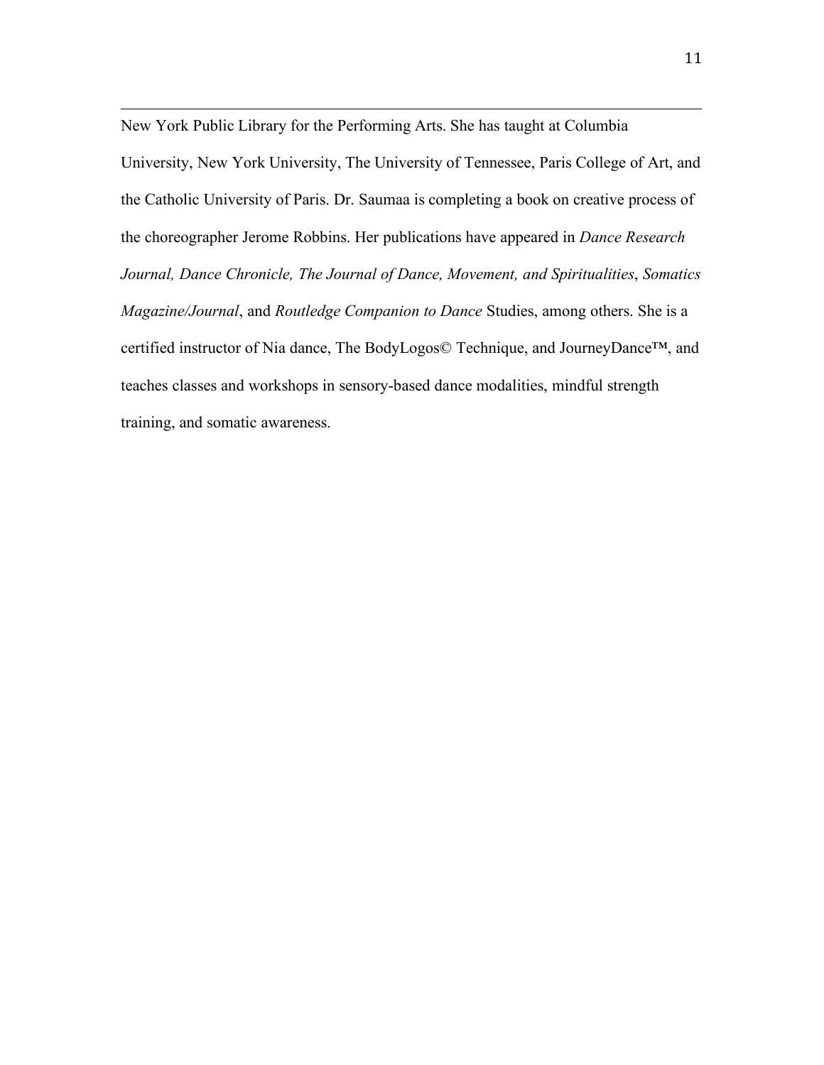New York Public Library for the Performing Arts. She has taught at Columbia University, New York University, The University of Tennessee, Paris College of Art, and the Catholic University of Paris. Dr. Saumaa is completing a book on creative process of the choreographer Jerome Robbins. Her publications have appeared in *Dance Research Journal, Dance Chronicle, The Journal of Dance, Movement, and Spiritualities*, *Somatics Magazine/Journal*, and *Routledge Companion to Dance* Studies, among others. She is a certified instructor of Nia dance, The BodyLogos© Technique, and JourneyDance™, and teaches classes and workshops in sensory-based dance modalities, mindful strength training, and somatic awareness.